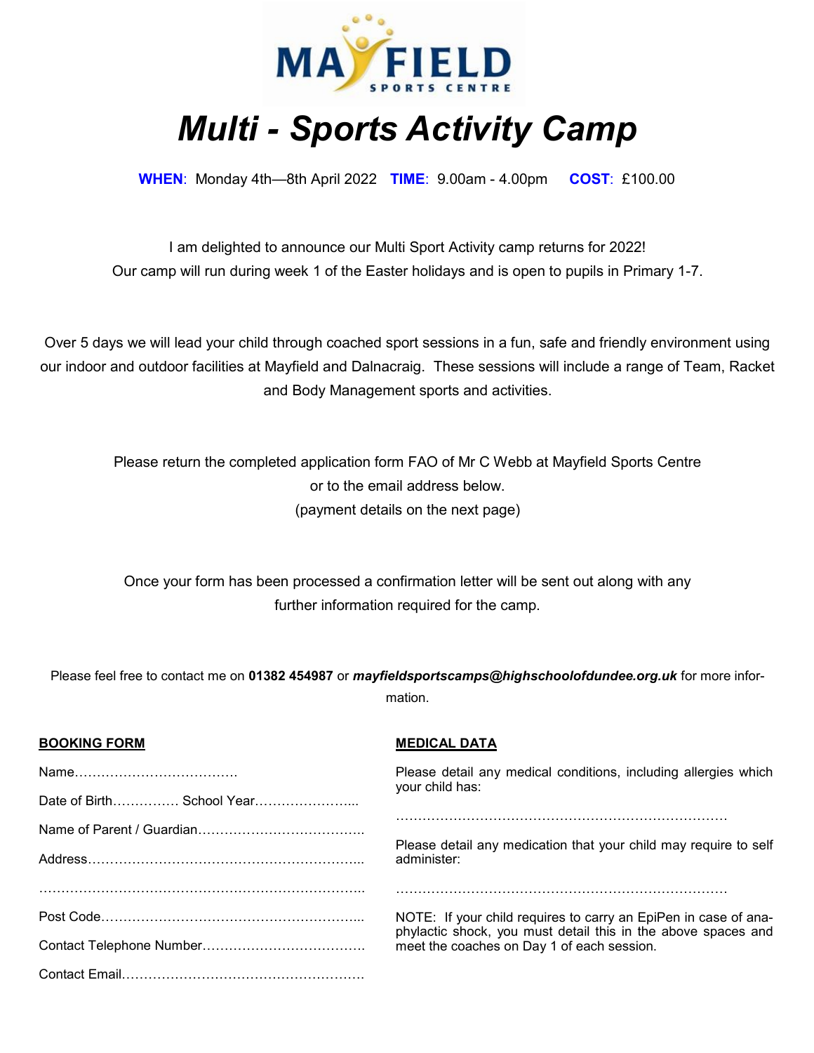MAYFIELD SPORTS CENTRE

# *Multi - Sports Activity Camp*

**WHEN**: Monday 4th—8th April 2022 **TIME**: 9.00am - 4.00pm **COST**: £100.00

I am delighted to announce our Multi Sport Activity camp returns for 2022!
Our camp will run during week 1 of the Easter holidays and is open to pupils in Primary 1-7.

Over 5 days we will lead your child through coached sport sessions in a fun, safe and friendly environment using our indoor and outdoor facilities at Mayfield and Dalnacraig. These sessions will include a range of Team, Racket and Body Management sports and activities.

Please return the completed application form FAO of Mr C Webb at Mayfield Sports Centre
or to the email address below.
(payment details on the next page)

Once your form has been processed a confirmation letter will be sent out along with any further information required for the camp.

Please feel free to contact me on **01382 454987** or ***mayfieldsportscamps@highschoolofdundee.org.uk*** for more information.

**BOOKING FORM**

Name……………………………….

Date of Birth…………… School Year…………………...

Name of Parent / Guardian……………………………….

Address……………………………………………………...

……………………………………………………………….

Post Code…………………………………………………...

Contact Telephone Number……………………………….

Contact Email……………………………………………….

**MEDICAL DATA**

Please detail any medical conditions, including allergies which your child has:

…………………………………………………………………

Please detail any medication that your child may require to self administer:

…………………………………………………………………

NOTE: If your child requires to carry an EpiPen in case of anaphylactic shock, you must detail this in the above spaces and meet the coaches on Day 1 of each session.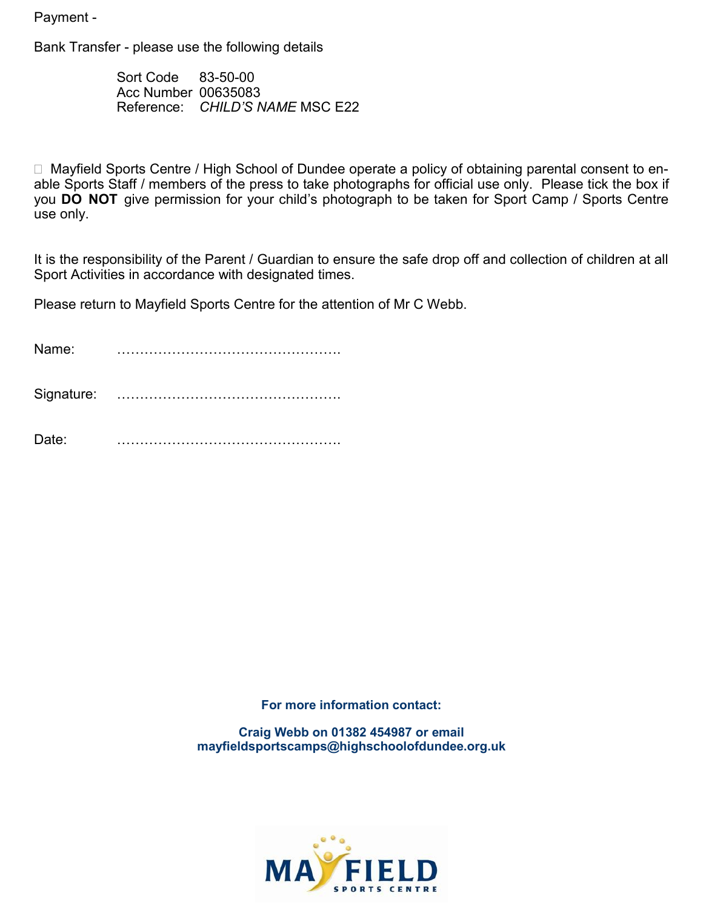Payment -

Bank Transfer - please use the following details

Sort Code 83-50-00
Acc Number 00635083
Reference: *CHILD'S NAME* MSC E22

☐ Mayfield Sports Centre / High School of Dundee operate a policy of obtaining parental consent to enable Sports Staff / members of the press to take photographs for official use only. Please tick the box if you **DO NOT** give permission for your child's photograph to be taken for Sport Camp / Sports Centre use only.

It is the responsibility of the Parent / Guardian to ensure the safe drop off and collection of children at all Sport Activities in accordance with designated times.

Please return to Mayfield Sports Centre for the attention of Mr C Webb.

Name: ………………………………………….

Signature: ………………………………………….

Date: ………………………………………….

**For more information contact:**

**Craig Webb on 01382 454987 or email mayfieldsportscamps@highschoolofdundee.org.uk**

MAYFIELD SPORTS CENTRE